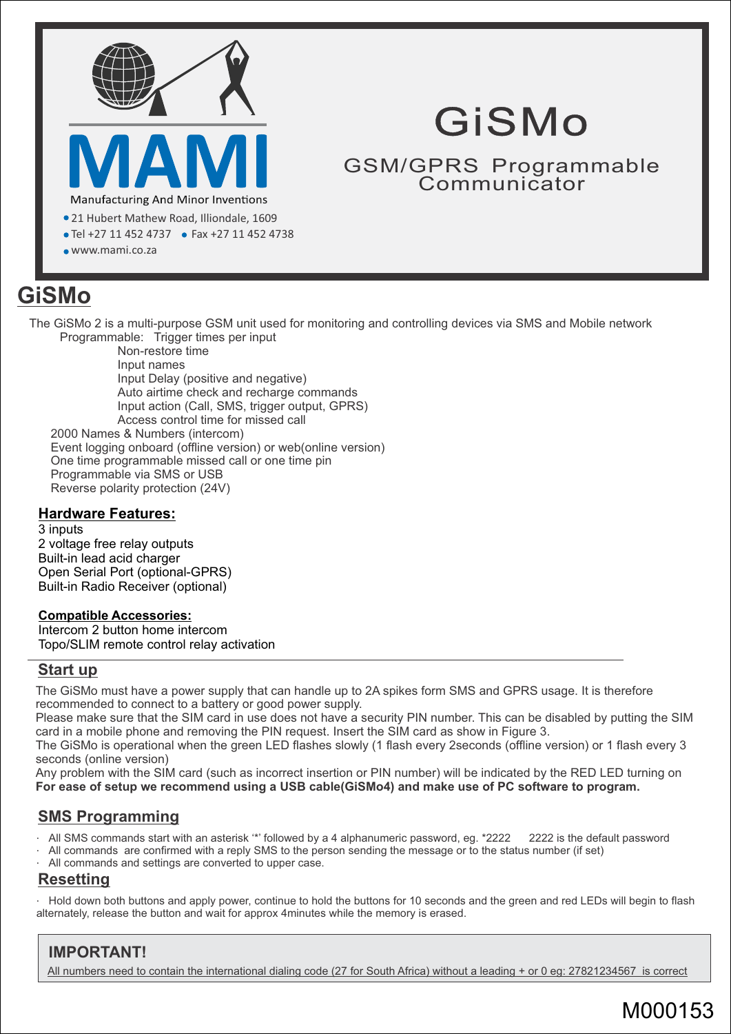MAMI

Manufacturing And Minor Inventions

- 21 Hubert Mathew Road, Illiondale, 1609
- Tel +27 11 452 4737 • Fax +27 11 452 4738
- www.mami.co.za

# GiSMo

GSM/GPRS Programmable Communicator

# GiSMo

The GiSMo 2 is a multi-purpose GSM unit used for monitoring and controlling devices via SMS and Mobile network

Programmable: Trigger times per input
- Non-restore time
- Input names
- Input Delay (positive and negative)
- Auto airtime check and recharge commands
- Input action (Call, SMS, trigger output, GPRS)
- Access control time for missed call

2000 Names & Numbers (intercom)
Event logging onboard (offline version) or web(online version)
One time programmable missed call or one time pin
Programmable via SMS or USB
Reverse polarity protection (24V)

## Hardware Features:

3 inputs
2 voltage free relay outputs
Built-in lead acid charger
Open Serial Port (optional-GPRS)
Built-in Radio Receiver (optional)

### Compatible Accessories:

Intercom 2 button home intercom
Topo/SLIM remote control relay activation

## Start up

The GiSMo must have a power supply that can handle up to 2A spikes form SMS and GPRS usage. It is therefore recommended to connect to a battery or good power supply.
Please make sure that the SIM card in use does not have a security PIN number. This can be disabled by putting the SIM card in a mobile phone and removing the PIN request. Insert the SIM card as show in Figure 3.
The GiSMo is operational when the green LED flashes slowly (1 flash every 2seconds (offline version) or 1 flash every 3 seconds (online version)
Any problem with the SIM card (such as incorrect insertion or PIN number) will be indicated by the RED LED turning on
**For ease of setup we recommend using a USB cable(GiSMo4) and make use of PC software to program.**

## SMS Programming

- All SMS commands start with an asterisk '*' followed by a 4 alphanumeric password, eg. *2222 2222 is the default password
- All commands are confirmed with a reply SMS to the person sending the message or to the status number (if set)
- All commands and settings are converted to upper case.

## Resetting

- Hold down both buttons and apply power, continue to hold the buttons for 10 seconds and the green and red LEDs will begin to flash alternately, release the button and wait for approx 4minutes while the memory is erased.

**IMPORTANT!**

All numbers need to contain the international dialing code (27 for South Africa) without a leading + or 0 eg: 27821234567 is correct

M000153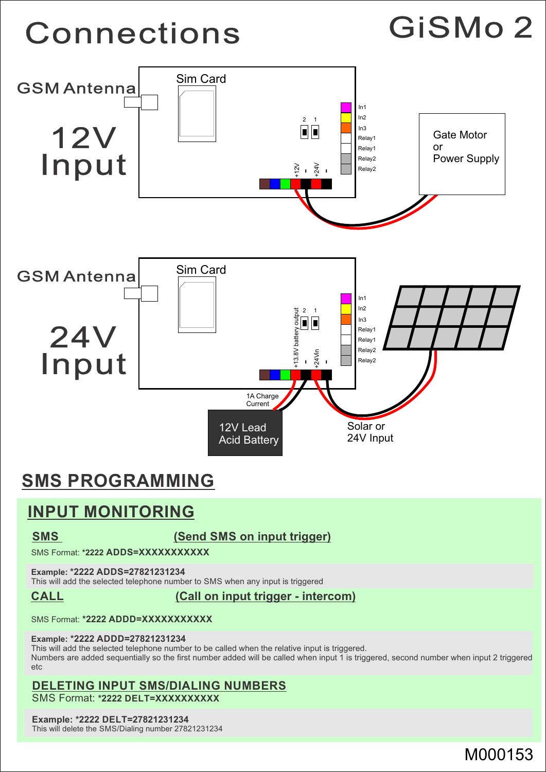# Connections

# GiSMo 2

GSM Antenna

Sim Card

## 12V Input

In1
In2
In3
Relay1
Relay1
Relay2
Relay2

2 1

+12V - +24V -

Gate Motor
or
Power Supply

GSM Antenna

Sim Card

## 24V Input

In1
In2
In3
Relay1
Relay1
Relay2
Relay2

2 1

+13.8V battery output - +24Vin -

1A Charge
Current

12V Lead
Acid Battery

Solar or
24V Input

## SMS PROGRAMMING

### INPUT MONITORING

**SMS** **(Send SMS on input trigger)**

SMS Format: **\*2222 ADDS=XXXXXXXXXXX**

**Example: \*2222 ADDS=27821231234**
This will add the selected telephone number to SMS when any input is triggered

**CALL** **(Call on input trigger - intercom)**

SMS Format: **\*2222 ADDD=XXXXXXXXXXX**

**Example: \*2222 ADDD=27821231234**
This will add the selected telephone number to be called when the relative input is triggered.
Numbers are added sequentially so the first number added will be called when input 1 is triggered, second number when input 2 triggered etc

**DELETING INPUT SMS/DIALING NUMBERS**
SMS Format: **\*2222 DELT=XXXXXXXXXX**

**Example: \*2222 DELT=27821231234**
This will delete the SMS/Dialing number 27821231234

M000153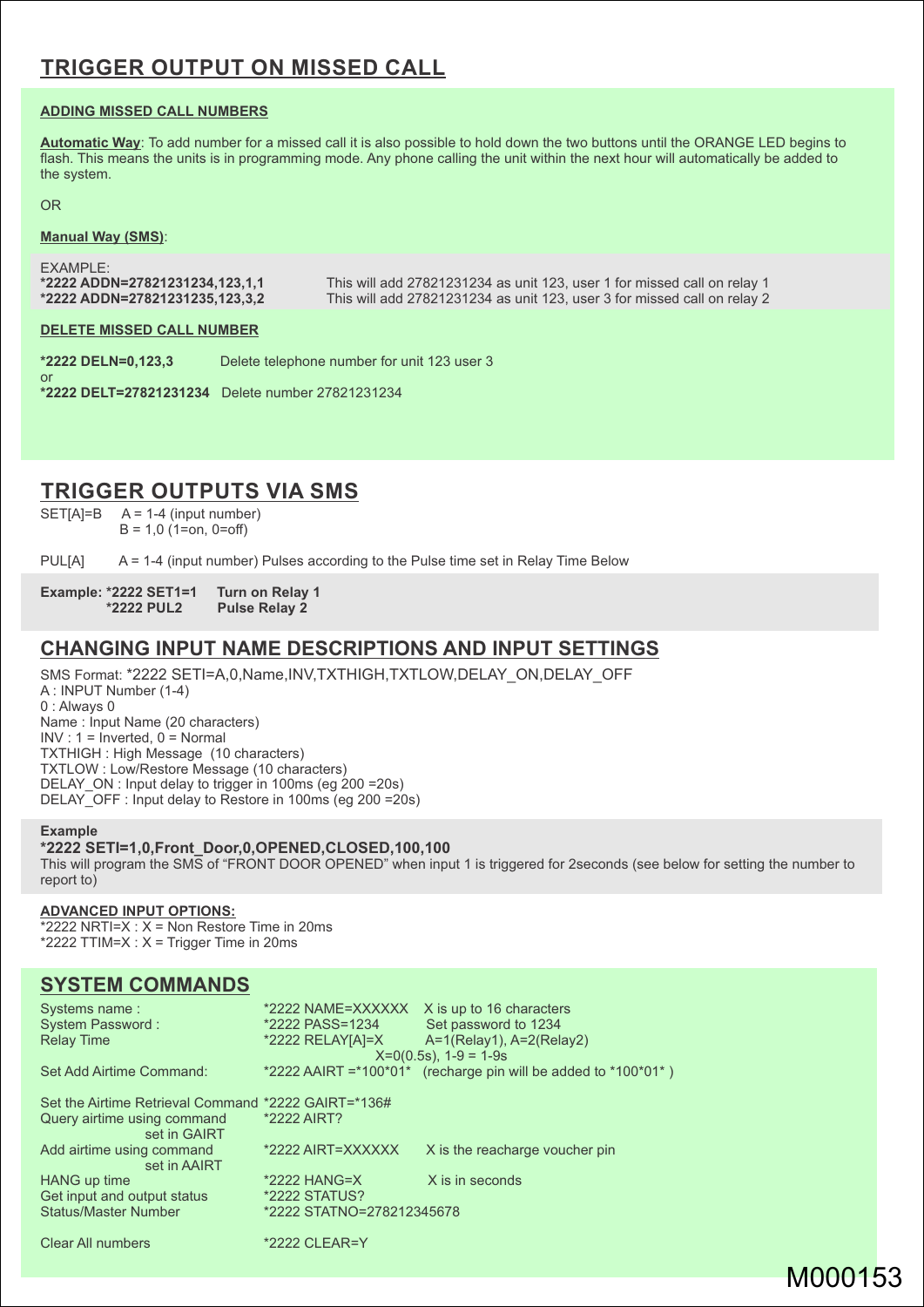# TRIGGER OUTPUT ON MISSED CALL

### ADDING MISSED CALL NUMBERS

**Automatic Way**: To add number for a missed call it is also possible to hold down the two buttons until the ORANGE LED begins to flash. This means the units is in programming mode. Any phone calling the unit within the next hour will automatically be added to the system.

OR

**Manual Way (SMS)**:

EXAMPLE:

| Command | Description |
|---|---|
| ***2222 ADDN=27821231234,123,1,1** | This will add 27821231234 as unit 123, user 1 for missed call on relay 1 |
| ***2222 ADDN=27821231235,123,3,2** | This will add 27821231234 as unit 123, user 3 for missed call on relay 2 |

### DELETE MISSED CALL NUMBER

**\*2222 DELN=0,123,3** Delete telephone number for unit 123 user 3

or

**\*2222 DELT=27821231234** Delete number 27821231234

# TRIGGER OUTPUTS VIA SMS

SET[A]=B A = 1-4 (input number)
B = 1,0 (1=on, 0=off)

PUL[A] A = 1-4 (input number) Pulses according to the Pulse time set in Relay Time Below

**Example: *2222 SET1=1 Turn on Relay 1**
**\*2222 PUL2 Pulse Relay 2**

# CHANGING INPUT NAME DESCRIPTIONS AND INPUT SETTINGS

SMS Format: *2222 SETI=A,0,Name,INV,TXTHIGH,TXTLOW,DELAY_ON,DELAY_OFF
A : INPUT Number (1-4)
0 : Always 0
Name : Input Name (20 characters)
INV : 1 = Inverted, 0 = Normal
TXTHIGH : High Message (10 characters)
TXTLOW : Low/Restore Message (10 characters)
DELAY_ON : Input delay to trigger in 100ms (eg 200 =20s)
DELAY_OFF : Input delay to Restore in 100ms (eg 200 =20s)

**Example**
**\*2222 SETI=1,0,Front_Door,0,OPENED,CLOSED,100,100**
This will program the SMS of “FRONT DOOR OPENED” when input 1 is triggered for 2seconds (see below for setting the number to report to)

**ADVANCED INPUT OPTIONS:**
*2222 NRTI=X : X = Non Restore Time in 20ms
*2222 TTIM=X : X = Trigger Time in 20ms

# SYSTEM COMMANDS

| | | |
|---|---|---|
| Systems name : | *2222 NAME=XXXXXX | X is up to 16 characters |
| System Password : | *2222 PASS=1234 | Set password to 1234 |
| Relay Time | *2222 RELAY[A]=X | A=1(Relay1), A=2(Relay2) X=0(0.5s), 1-9 = 1-9s |
| Set Add Airtime Command: | *2222 AAIRT =*100*01* | (recharge pin will be added to *100*01* ) |
| Set the Airtime Retrieval Command | *2222 GAIRT=*136# | |
| Query airtime using command set in GAIRT | *2222 AIRT? | |
| Add airtime using command set in AAIRT | *2222 AIRT=XXXXXX | X is the reacharge voucher pin |
| HANG up time | *2222 HANG=X | X is in seconds |
| Get input and output status | *2222 STATUS? | |
| Status/Master Number | *2222 STATNO=278212345678 | |
| Clear All numbers | *2222 CLEAR=Y | |

M000153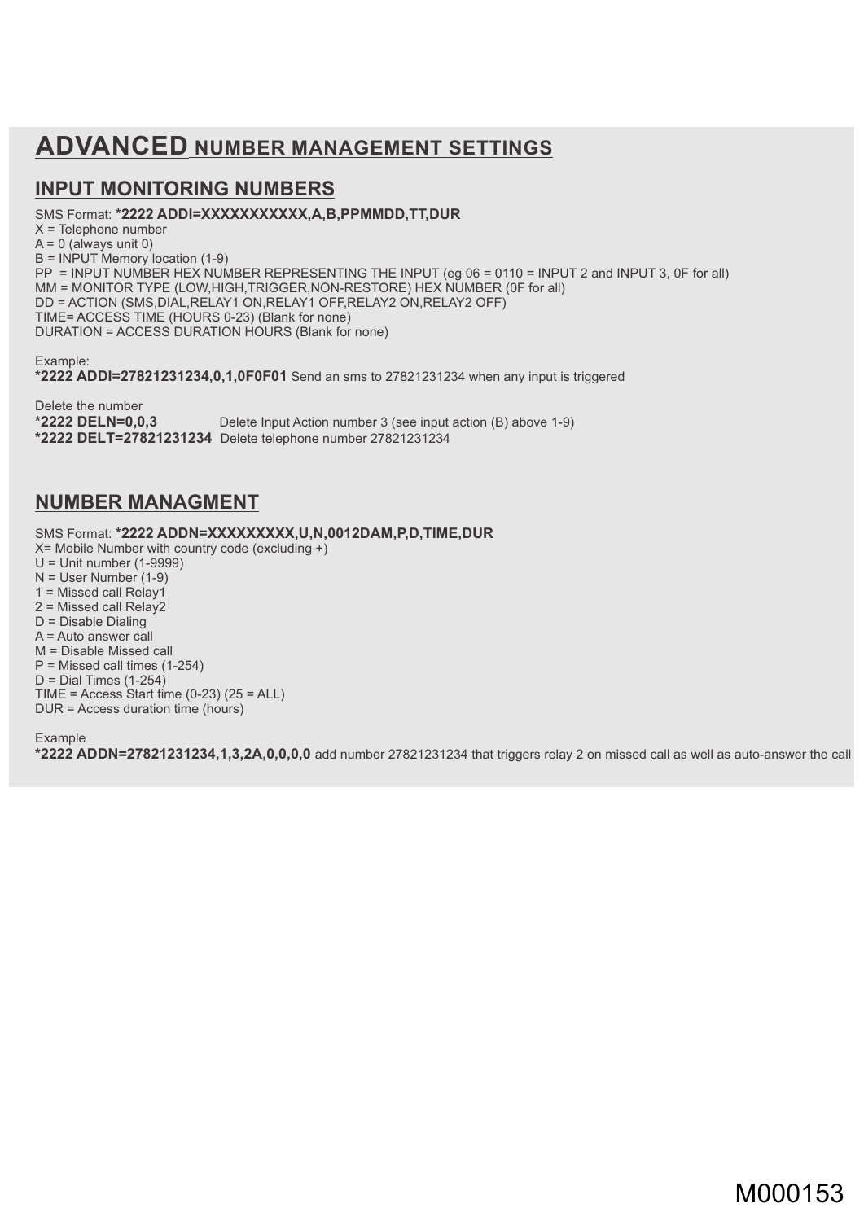# ADVANCED NUMBER MANAGEMENT SETTINGS

## INPUT MONITORING NUMBERS

SMS Format: **\*2222 ADDI=XXXXXXXXXXX,A,B,PPMMDD,TT,DUR**
X = Telephone number
A = 0 (always unit 0)
B = INPUT Memory location (1-9)
PP = INPUT NUMBER HEX NUMBER REPRESENTING THE INPUT (eg 06 = 0110 = INPUT 2 and INPUT 3, 0F for all)
MM = MONITOR TYPE (LOW,HIGH,TRIGGER,NON-RESTORE) HEX NUMBER (0F for all)
DD = ACTION (SMS,DIAL,RELAY1 ON,RELAY1 OFF,RELAY2 ON,RELAY2 OFF)
TIME= ACCESS TIME (HOURS 0-23) (Blank for none)
DURATION = ACCESS DURATION HOURS (Blank for none)

Example:
**\*2222 ADDI=27821231234,0,1,0F0F01** Send an sms to 27821231234 when any input is triggered

Delete the number
**\*2222 DELN=0,0,3** Delete Input Action number 3 (see input action (B) above 1-9)
**\*2222 DELT=27821231234** Delete telephone number 27821231234

## NUMBER MANAGMENT

SMS Format: **\*2222 ADDN=XXXXXXXXX,U,N,0012DAM,P,D,TIME,DUR**
X= Mobile Number with country code (excluding +)
U = Unit number (1-9999)
N = User Number (1-9)
1 = Missed call Relay1
2 = Missed call Relay2
D = Disable Dialing
A = Auto answer call
M = Disable Missed call
P = Missed call times (1-254)
D = Dial Times (1-254)
TIME = Access Start time (0-23) (25 = ALL)
DUR = Access duration time (hours)

Example
**\*2222 ADDN=27821231234,1,3,2A,0,0,0,0** add number 27821231234 that triggers relay 2 on missed call as well as auto-answer the call

M000153